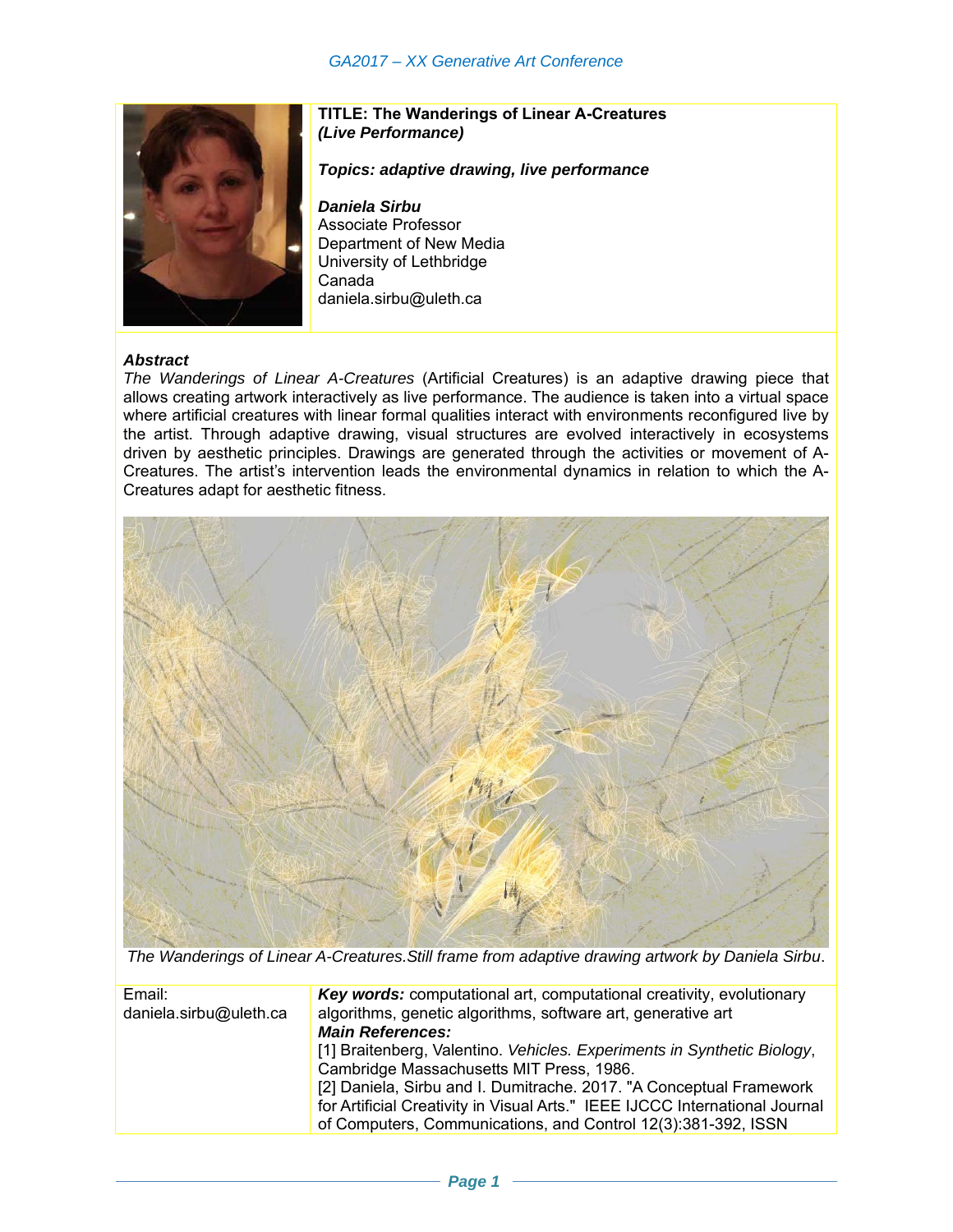**TITLE: The Wanderings of Linear A-Creatures**
***(Live Performance)***

***Topics: adaptive drawing, live performance***

***Daniela Sirbu***
Associate Professor
Department of New Media
University of Lethbridge
Canada
daniela.sirbu@uleth.ca

### *Abstract*

*The Wanderings of Linear A-Creatures* (Artificial Creatures) is an adaptive drawing piece that allows creating artwork interactively as live performance. The audience is taken into a virtual space where artificial creatures with linear formal qualities interact with environments reconfigured live by the artist. Through adaptive drawing, visual structures are evolved interactively in ecosystems driven by aesthetic principles. Drawings are generated through the activities or movement of A-Creatures. The artist's intervention leads the environmental dynamics in relation to which the A-Creatures adapt for aesthetic fitness.

*The Wanderings of Linear A-Creatures.Still frame from adaptive drawing artwork by Daniela Sirbu*.

Email: daniela.sirbu@uleth.ca

***Key words:*** computational art, computational creativity, evolutionary algorithms, genetic algorithms, software art, generative art

***Main References:***

[1] Braitenberg, Valentino. *Vehicles. Experiments in Synthetic Biology*, Cambridge Massachusetts MIT Press, 1986.

[2] Daniela, Sirbu and I. Dumitrache. 2017. "A Conceptual Framework for Artificial Creativity in Visual Arts." IEEE IJCCC International Journal of Computers, Communications, and Control 12(3):381-392, ISSN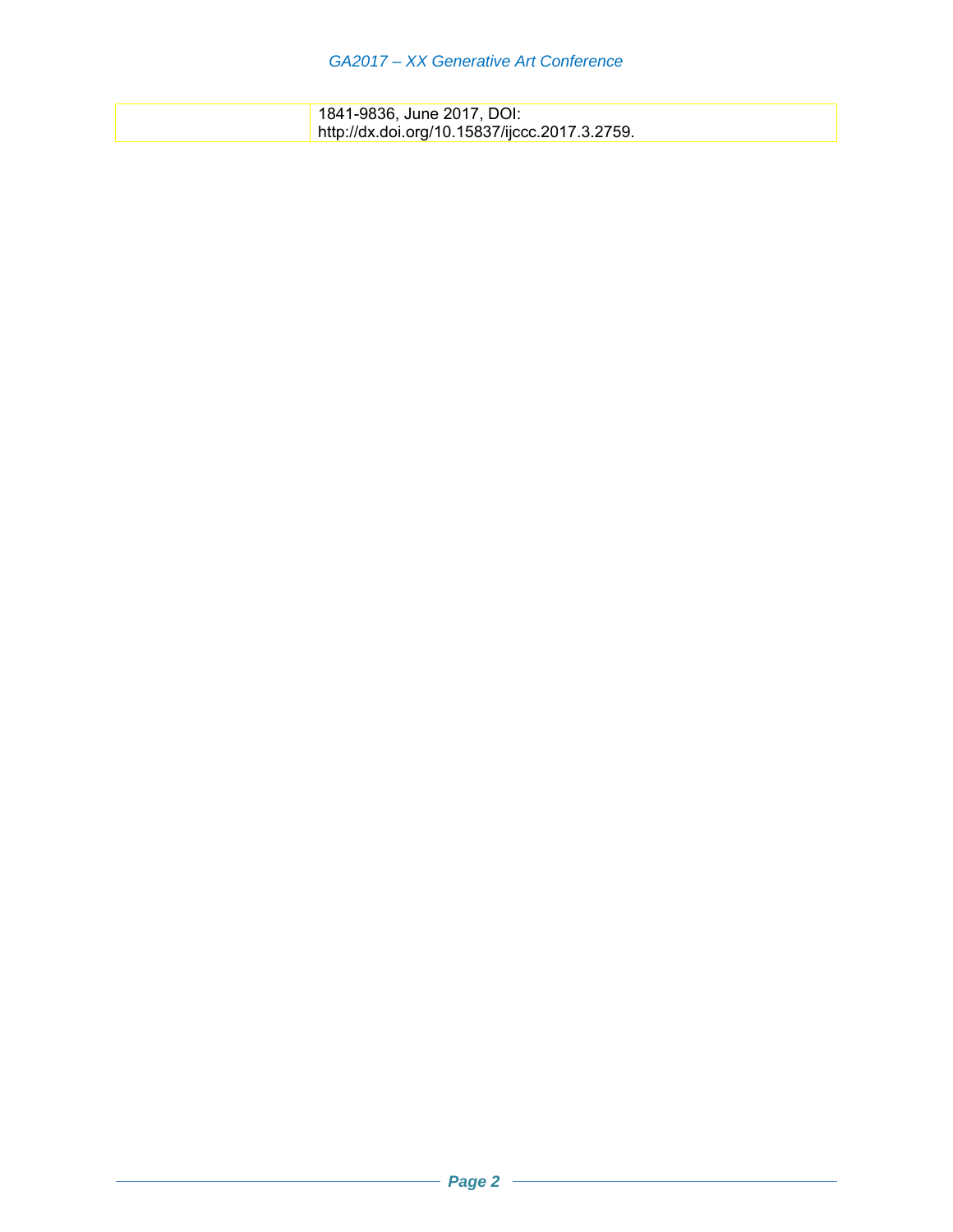| | |
|---|---|
| | 1841-9836, June 2017, DOI: http://dx.doi.org/10.15837/ijccc.2017.3.2759. |